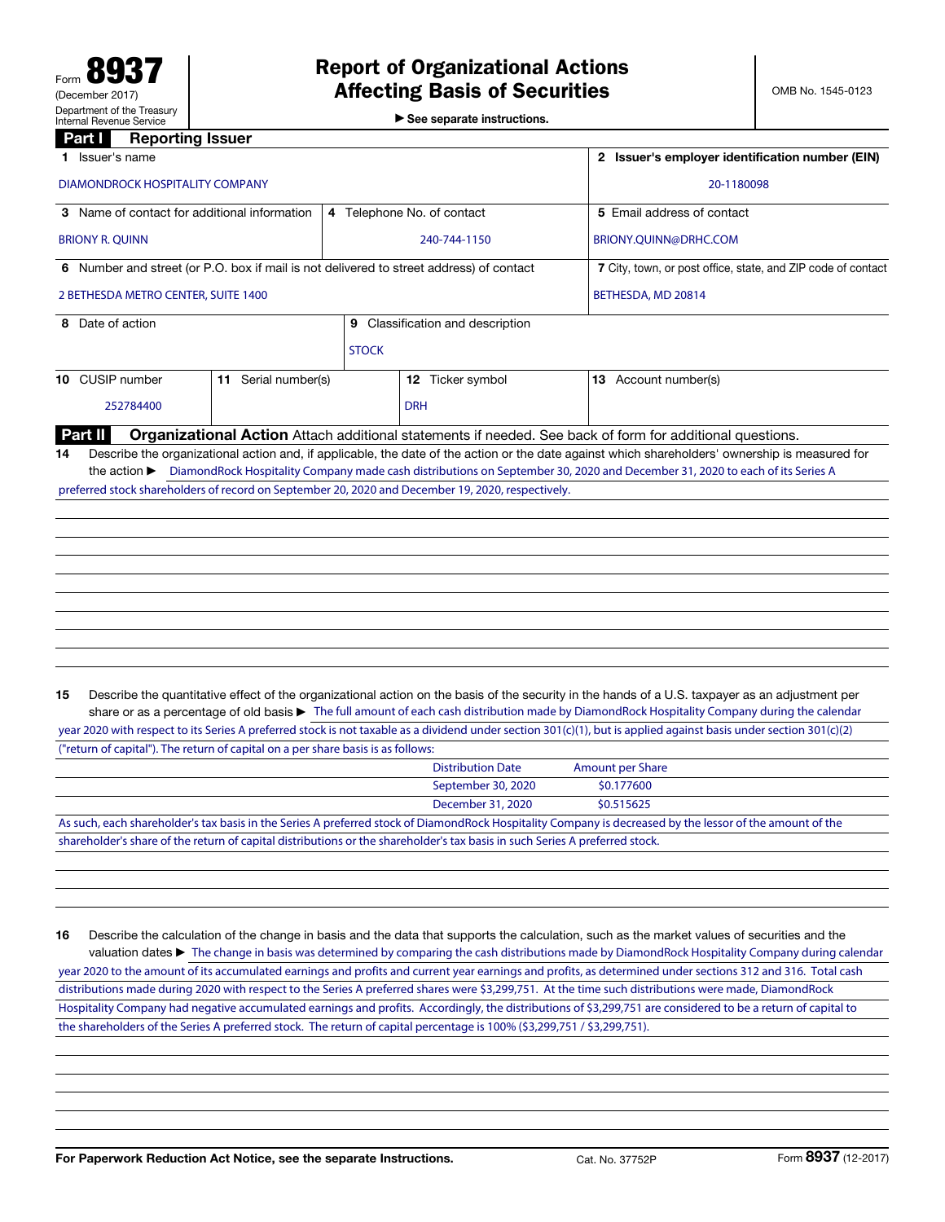Form **8937**
(December 2017)
Department of the Treasury
Internal Revenue Service

# Report of Organizational Actions Affecting Basis of Securities

▶ See separate instructions.

OMB No. 1545-0123

## Part I Reporting Issuer

| | | |
|---|---|---|
| **1** Issuer's name: DIAMONDROCK HOSPITALITY COMPANY | | **2** Issuer's employer identification number (EIN): 20-1180098 |
| **3** Name of contact for additional information: BRIONY R. QUINN | **4** Telephone No. of contact: 240-744-1150 | **5** Email address of contact: BRIONY.QUINN@DRHC.COM |
| **6** Number and street (or P.O. box if mail is not delivered to street address) of contact: 2 BETHESDA METRO CENTER, SUITE 1400 | | **7** City, town, or post office, state, and ZIP code of contact: BETHESDA, MD 20814 |
| **8** Date of action | **9** Classification and description: STOCK | |

| **10** CUSIP number | **11** Serial number(s) | **12** Ticker symbol | **13** Account number(s) |
|---|---|---|---|
| 252784400 | | DRH | |

## Part II Organizational Action

Attach additional statements if needed. See back of form for additional questions.

**14** Describe the organizational action and, if applicable, the date of the action or the date against which shareholders' ownership is measured for the action ▶ DiamondRock Hospitality Company made cash distributions on September 30, 2020 and December 31, 2020 to each of its Series A preferred stock shareholders of record on September 20, 2020 and December 19, 2020, respectively.

**15** Describe the quantitative effect of the organizational action on the basis of the security in the hands of a U.S. taxpayer as an adjustment per share or as a percentage of old basis ▶ The full amount of each cash distribution made by DiamondRock Hospitality Company during the calendar year 2020 with respect to its Series A preferred stock is not taxable as a dividend under section 301(c)(1), but is applied against basis under section 301(c)(2) ("return of capital"). The return of capital on a per share basis is as follows:

| Distribution Date | Amount per Share |
|---|---|
| September 30, 2020 | $0.177600 |
| December 31, 2020 | $0.515625 |

As such, each shareholder's tax basis in the Series A preferred stock of DiamondRock Hospitality Company is decreased by the lessor of the amount of the shareholder's share of the return of capital distributions or the shareholder's tax basis in such Series A preferred stock.

**16** Describe the calculation of the change in basis and the data that supports the calculation, such as the market values of securities and the valuation dates ▶ The change in basis was determined by comparing the cash distributions made by DiamondRock Hospitality Company during calendar year 2020 to the amount of its accumulated earnings and profits and current year earnings and profits, as determined under sections 312 and 316. Total cash distributions made during 2020 with respect to the Series A preferred shares were $3,299,751. At the time such distributions were made, DiamondRock Hospitality Company had negative accumulated earnings and profits. Accordingly, the distributions of $3,299,751 are considered to be a return of capital to the shareholders of the Series A preferred stock. The return of capital percentage is 100% ($3,299,751 / $3,299,751).

For Paperwork Reduction Act Notice, see the separate Instructions. Cat. No. 37752P Form **8937** (12-2017)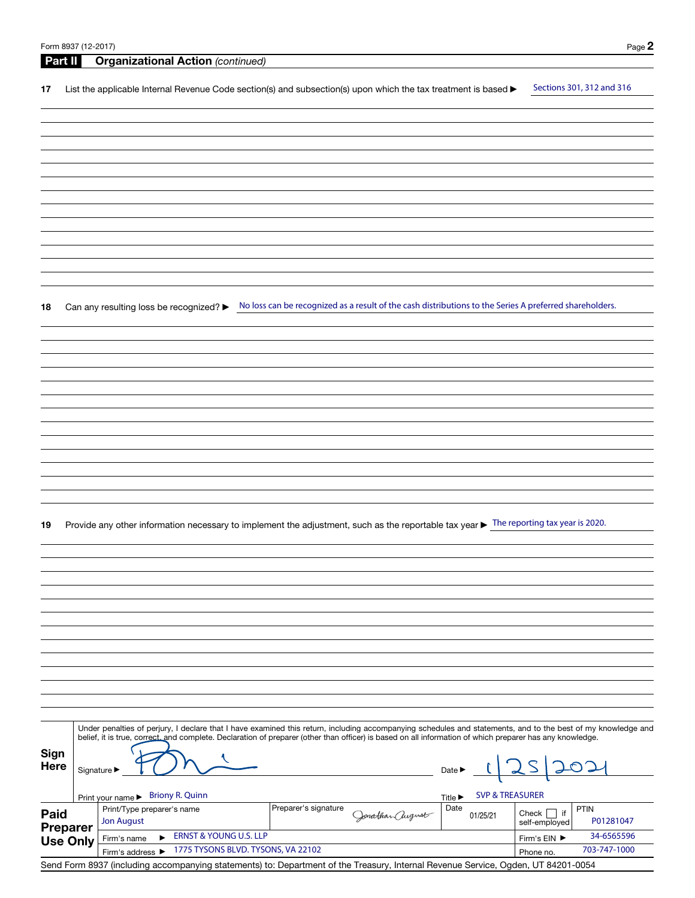Form 8937 (12-2017)

## Part II Organizational Action *(continued)*

**17** List the applicable Internal Revenue Code section(s) and subsection(s) upon which the tax treatment is based ▶ Sections 301, 312 and 316

**18** Can any resulting loss be recognized? ▶ No loss can be recognized as a result of the cash distributions to the Series A preferred shareholders.

**19** Provide any other information necessary to implement the adjustment, such as the reportable tax year ▶ The reporting tax year is 2020.

**Sign Here**

Under penalties of perjury, I declare that I have examined this return, including accompanying schedules and statements, and to the best of my knowledge and belief, it is true, correct, and complete. Declaration of preparer (other than officer) is based on all information of which preparer has any knowledge.

Signature ▶ [signature] Date ▶ 1/25/2021

Print your name ▶ Briony R. Quinn Title ▶ SVP & TREASURER

**Paid Preparer Use Only**

| Print/Type preparer's name | Preparer's signature | Date | Check ☐ if self-employed | PTIN |
|---|---|---|---|---|
| Jon August | Jonathan August | 01/25/21 | | P01281047 |
| Firm's name ▶ ERNST & YOUNG U.S. LLP | | | Firm's EIN ▶ | 34-6565596 |
| Firm's address ▶ 1775 TYSONS BLVD. TYSONS, VA 22102 | | | Phone no. | 703-747-1000 |

Send Form 8937 (including accompanying statements) to: Department of the Treasury, Internal Revenue Service, Ogden, UT 84201-0054